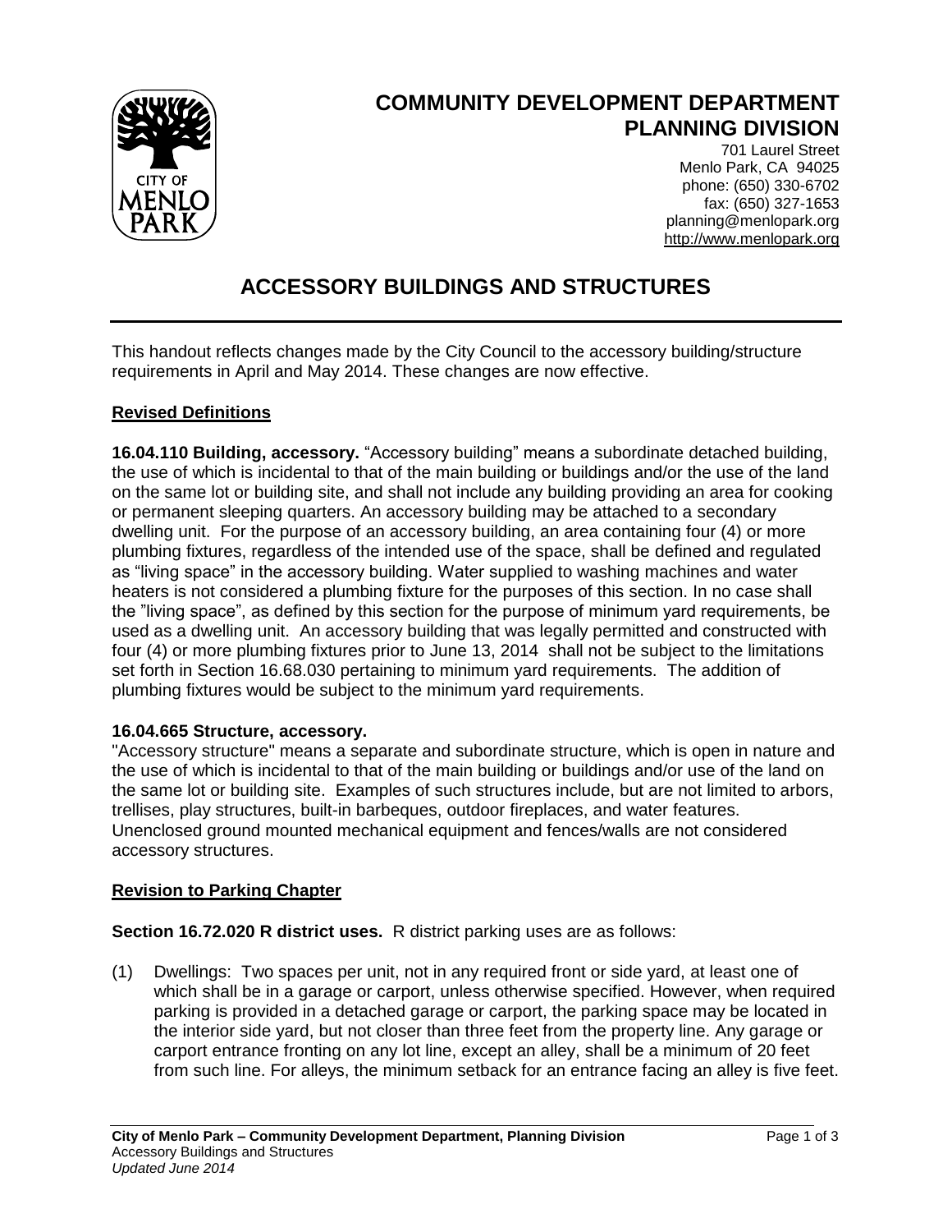# COMMUNITY DEVELOPMENT DEPARTMENT PLANNING DIVISION

701 Laurel Street
Menlo Park, CA 94025
phone: (650) 330-6702
fax: (650) 327-1653
planning@menlopark.org
http://www.menlopark.org

# ACCESSORY BUILDINGS AND STRUCTURES

This handout reflects changes made by the City Council to the accessory building/structure requirements in April and May 2014. These changes are now effective.

## Revised Definitions

**16.04.110 Building, accessory.** "Accessory building" means a subordinate detached building, the use of which is incidental to that of the main building or buildings and/or the use of the land on the same lot or building site, and shall not include any building providing an area for cooking or permanent sleeping quarters. An accessory building may be attached to a secondary dwelling unit. For the purpose of an accessory building, an area containing four (4) or more plumbing fixtures, regardless of the intended use of the space, shall be defined and regulated as "living space" in the accessory building. Water supplied to washing machines and water heaters is not considered a plumbing fixture for the purposes of this section. In no case shall the "living space", as defined by this section for the purpose of minimum yard requirements, be used as a dwelling unit. An accessory building that was legally permitted and constructed with four (4) or more plumbing fixtures prior to June 13, 2014 shall not be subject to the limitations set forth in Section 16.68.030 pertaining to minimum yard requirements. The addition of plumbing fixtures would be subject to the minimum yard requirements.

**16.04.665 Structure, accessory.**
"Accessory structure" means a separate and subordinate structure, which is open in nature and the use of which is incidental to that of the main building or buildings and/or use of the land on the same lot or building site. Examples of such structures include, but are not limited to arbors, trellises, play structures, built-in barbeques, outdoor fireplaces, and water features. Unenclosed ground mounted mechanical equipment and fences/walls are not considered accessory structures.

## Revision to Parking Chapter

**Section 16.72.020 R district uses.** R district parking uses are as follows:

(1) Dwellings: Two spaces per unit, not in any required front or side yard, at least one of which shall be in a garage or carport, unless otherwise specified. However, when required parking is provided in a detached garage or carport, the parking space may be located in the interior side yard, but not closer than three feet from the property line. Any garage or carport entrance fronting on any lot line, except an alley, shall be a minimum of 20 feet from such line. For alleys, the minimum setback for an entrance facing an alley is five feet.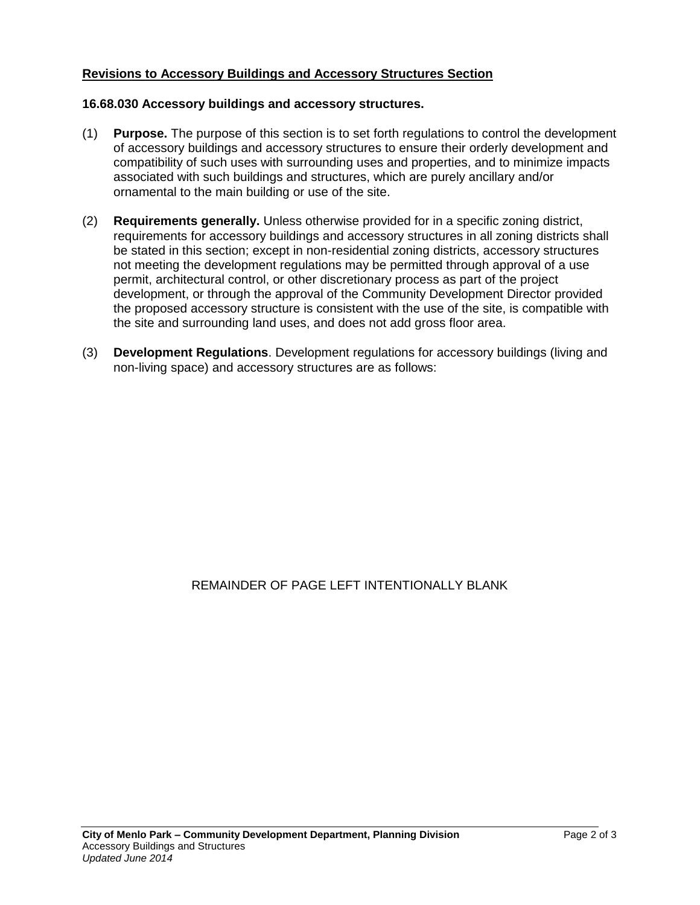**<u>Revisions to Accessory Buildings and Accessory Structures Section</u>**

**16.68.030 Accessory buildings and accessory structures.**

(1) **Purpose.** The purpose of this section is to set forth regulations to control the development of accessory buildings and accessory structures to ensure their orderly development and compatibility of such uses with surrounding uses and properties, and to minimize impacts associated with such buildings and structures, which are purely ancillary and/or ornamental to the main building or use of the site.

(2) **Requirements generally.** Unless otherwise provided for in a specific zoning district, requirements for accessory buildings and accessory structures in all zoning districts shall be stated in this section; except in non-residential zoning districts, accessory structures not meeting the development regulations may be permitted through approval of a use permit, architectural control, or other discretionary process as part of the project development, or through the approval of the Community Development Director provided the proposed accessory structure is consistent with the use of the site, is compatible with the site and surrounding land uses, and does not add gross floor area.

(3) **Development Regulations**. Development regulations for accessory buildings (living and non-living space) and accessory structures are as follows:

REMAINDER OF PAGE LEFT INTENTIONALLY BLANK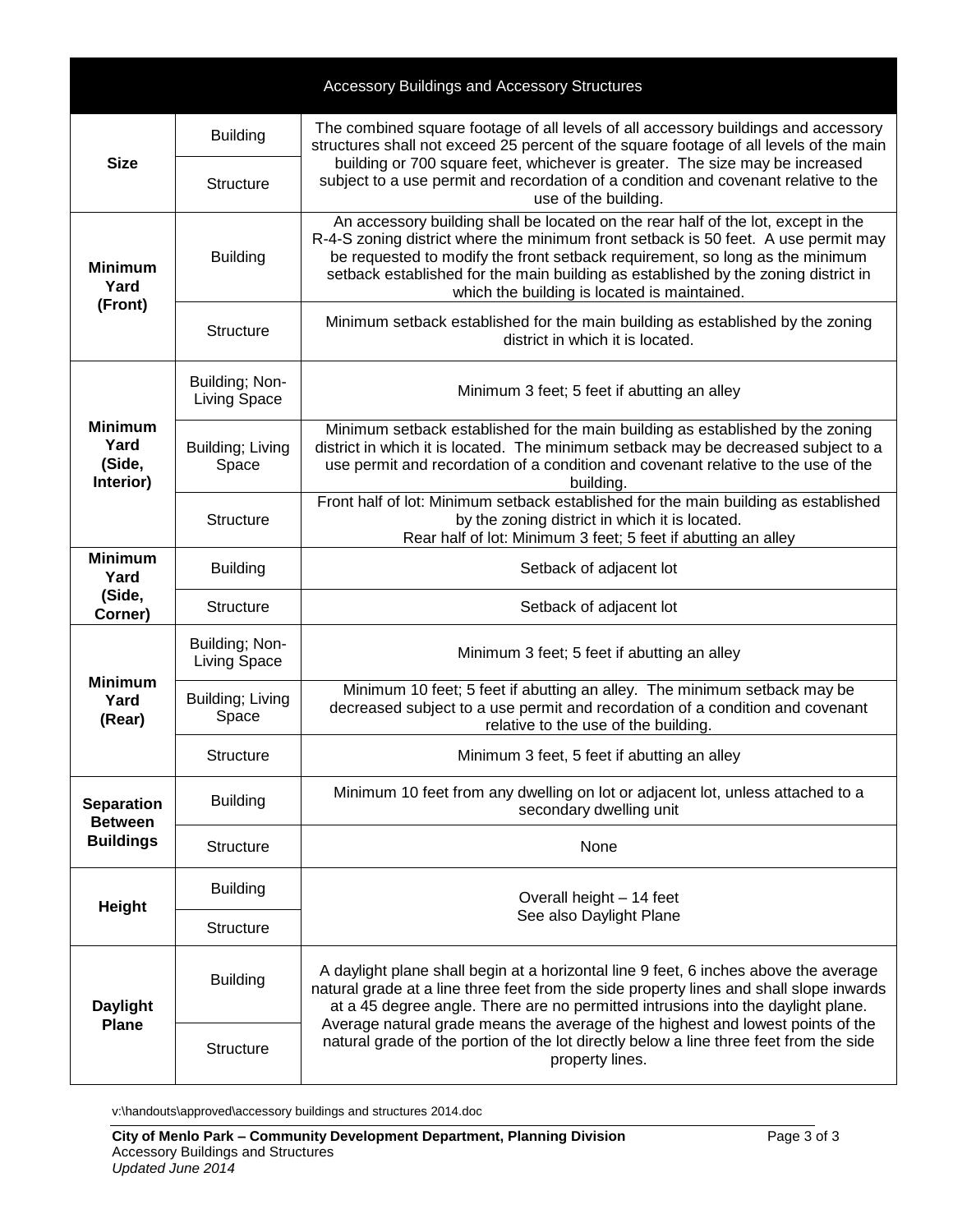| Accessory Buildings and Accessory Structures | | |
|---|---|---|
| **Size** | Building | The combined square footage of all levels of all accessory buildings and accessory structures shall not exceed 25 percent of the square footage of all levels of the main building or 700 square feet, whichever is greater. The size may be increased subject to a use permit and recordation of a condition and covenant relative to the use of the building. |
| | Structure | |
| **Minimum Yard (Front)** | Building | An accessory building shall be located on the rear half of the lot, except in the R-4-S zoning district where the minimum front setback is 50 feet. A use permit may be requested to modify the front setback requirement, so long as the minimum setback established for the main building as established by the zoning district in which the building is located is maintained. |
| | Structure | Minimum setback established for the main building as established by the zoning district in which it is located. |
| **Minimum Yard (Side, Interior)** | Building; Non-Living Space | Minimum 3 feet; 5 feet if abutting an alley |
| | Building; Living Space | Minimum setback established for the main building as established by the zoning district in which it is located. The minimum setback may be decreased subject to a use permit and recordation of a condition and covenant relative to the use of the building. |
| | Structure | Front half of lot: Minimum setback established for the main building as established by the zoning district in which it is located.<br>Rear half of lot: Minimum 3 feet; 5 feet if abutting an alley |
| **Minimum Yard (Side, Corner)** | Building | Setback of adjacent lot |
| | Structure | Setback of adjacent lot |
| **Minimum Yard (Rear)** | Building; Non-Living Space | Minimum 3 feet; 5 feet if abutting an alley |
| | Building; Living Space | Minimum 10 feet; 5 feet if abutting an alley. The minimum setback may be decreased subject to a use permit and recordation of a condition and covenant relative to the use of the building. |
| | Structure | Minimum 3 feet, 5 feet if abutting an alley |
| **Separation Between Buildings** | Building | Minimum 10 feet from any dwelling on lot or adjacent lot, unless attached to a secondary dwelling unit |
| | Structure | None |
| **Height** | Building | Overall height – 14 feet<br>See also Daylight Plane |
| | Structure | |
| **Daylight Plane** | Building | A daylight plane shall begin at a horizontal line 9 feet, 6 inches above the average natural grade at a line three feet from the side property lines and shall slope inwards at a 45 degree angle. There are no permitted intrusions into the daylight plane. Average natural grade means the average of the highest and lowest points of the natural grade of the portion of the lot directly below a line three feet from the side property lines. |
| | Structure | |

v:\handouts\approved\accessory buildings and structures 2014.doc

**City of Menlo Park – Community Development Department, Planning Division**
Accessory Buildings and Structures
*Updated June 2014*